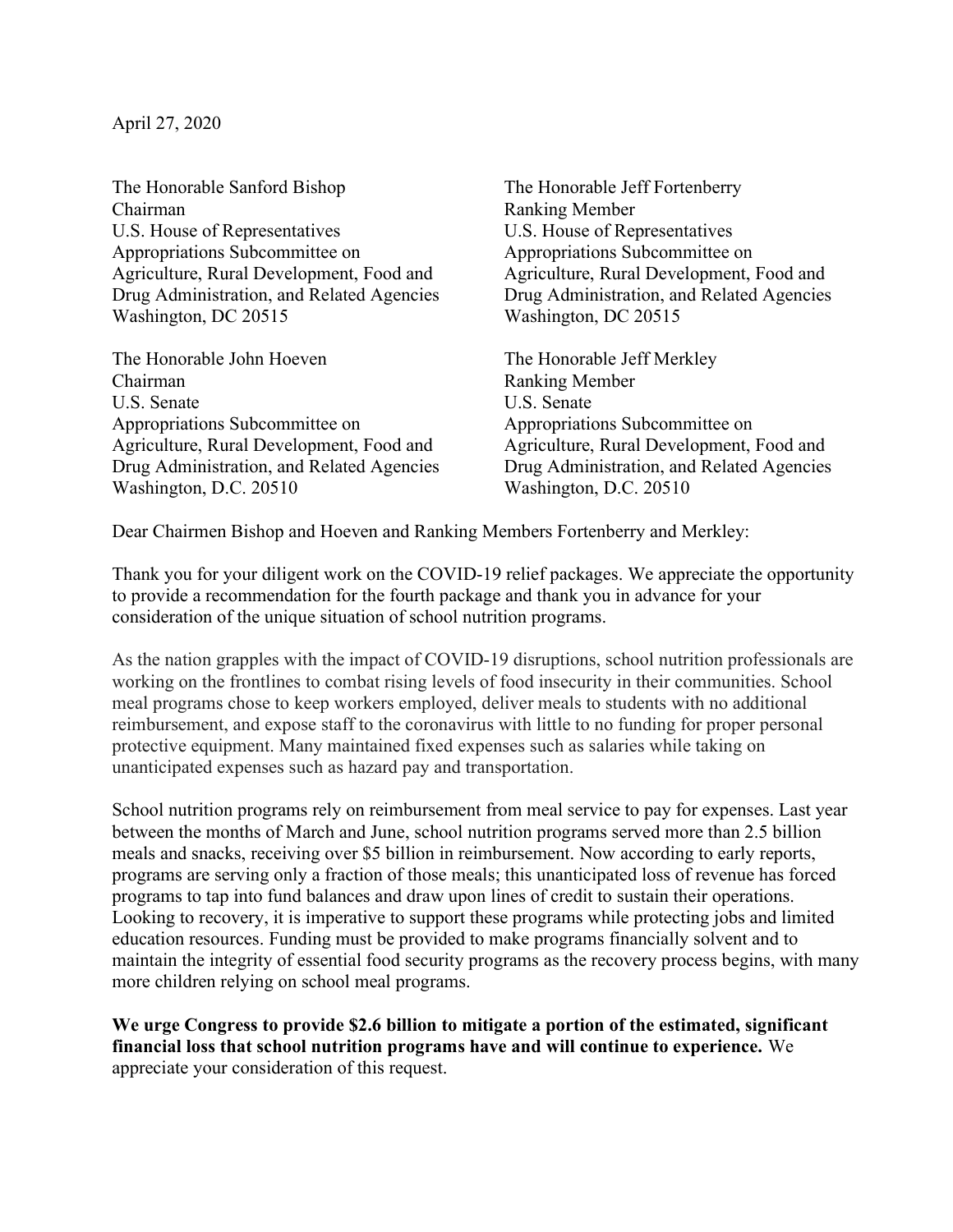April 27, 2020

The Honorable Sanford Bishop
Chairman
U.S. House of Representatives
Appropriations Subcommittee on
Agriculture, Rural Development, Food and
Drug Administration, and Related Agencies
Washington, DC 20515

The Honorable Jeff Fortenberry
Ranking Member
U.S. House of Representatives
Appropriations Subcommittee on
Agriculture, Rural Development, Food and
Drug Administration, and Related Agencies
Washington, DC 20515

The Honorable John Hoeven
Chairman
U.S. Senate
Appropriations Subcommittee on
Agriculture, Rural Development, Food and
Drug Administration, and Related Agencies
Washington, D.C. 20510

The Honorable Jeff Merkley
Ranking Member
U.S. Senate
Appropriations Subcommittee on
Agriculture, Rural Development, Food and
Drug Administration, and Related Agencies
Washington, D.C. 20510

Dear Chairmen Bishop and Hoeven and Ranking Members Fortenberry and Merkley:

Thank you for your diligent work on the COVID-19 relief packages. We appreciate the opportunity to provide a recommendation for the fourth package and thank you in advance for your consideration of the unique situation of school nutrition programs.

As the nation grapples with the impact of COVID-19 disruptions, school nutrition professionals are working on the frontlines to combat rising levels of food insecurity in their communities. School meal programs chose to keep workers employed, deliver meals to students with no additional reimbursement, and expose staff to the coronavirus with little to no funding for proper personal protective equipment. Many maintained fixed expenses such as salaries while taking on unanticipated expenses such as hazard pay and transportation.

School nutrition programs rely on reimbursement from meal service to pay for expenses. Last year between the months of March and June, school nutrition programs served more than 2.5 billion meals and snacks, receiving over $5 billion in reimbursement. Now according to early reports, programs are serving only a fraction of those meals; this unanticipated loss of revenue has forced programs to tap into fund balances and draw upon lines of credit to sustain their operations. Looking to recovery, it is imperative to support these programs while protecting jobs and limited education resources. Funding must be provided to make programs financially solvent and to maintain the integrity of essential food security programs as the recovery process begins, with many more children relying on school meal programs.

**We urge Congress to provide $2.6 billion to mitigate a portion of the estimated, significant financial loss that school nutrition programs have and will continue to experience.** We appreciate your consideration of this request.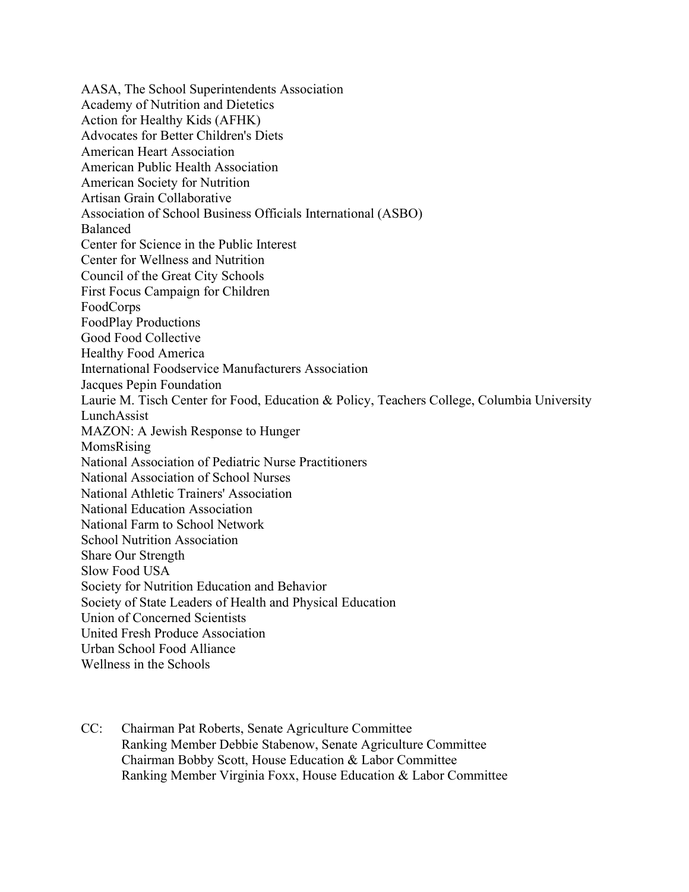AASA, The School Superintendents Association
Academy of Nutrition and Dietetics
Action for Healthy Kids (AFHK)
Advocates for Better Children's Diets
American Heart Association
American Public Health Association
American Society for Nutrition
Artisan Grain Collaborative
Association of School Business Officials International (ASBO)
Balanced
Center for Science in the Public Interest
Center for Wellness and Nutrition
Council of the Great City Schools
First Focus Campaign for Children
FoodCorps
FoodPlay Productions
Good Food Collective
Healthy Food America
International Foodservice Manufacturers Association
Jacques Pepin Foundation
Laurie M. Tisch Center for Food, Education & Policy, Teachers College, Columbia University
LunchAssist
MAZON: A Jewish Response to Hunger
MomsRising
National Association of Pediatric Nurse Practitioners
National Association of School Nurses
National Athletic Trainers' Association
National Education Association
National Farm to School Network
School Nutrition Association
Share Our Strength
Slow Food USA
Society for Nutrition Education and Behavior
Society of State Leaders of Health and Physical Education
Union of Concerned Scientists
United Fresh Produce Association
Urban School Food Alliance
Wellness in the Schools

CC: Chairman Pat Roberts, Senate Agriculture Committee
Ranking Member Debbie Stabenow, Senate Agriculture Committee
Chairman Bobby Scott, House Education & Labor Committee
Ranking Member Virginia Foxx, House Education & Labor Committee